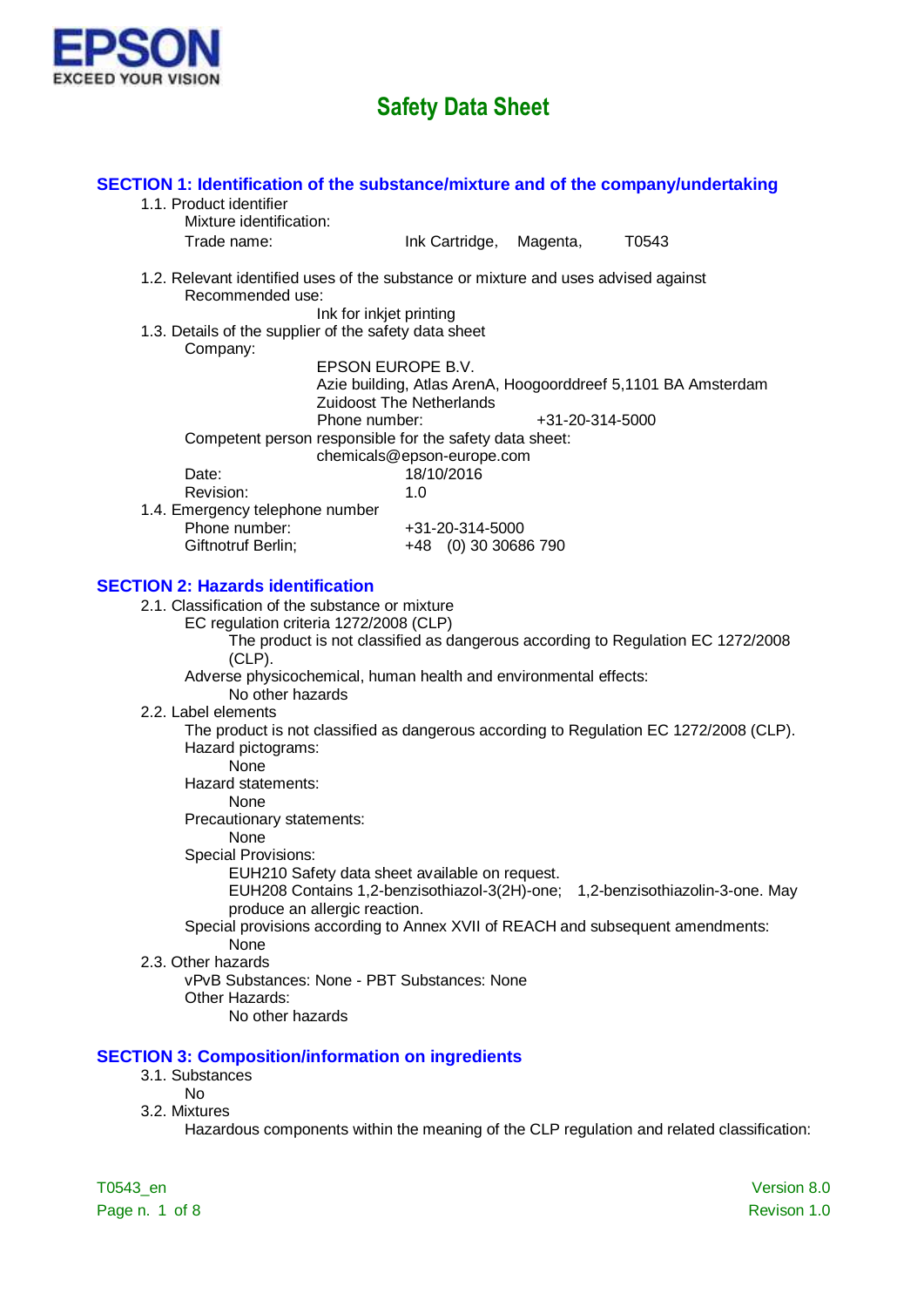EPSON
EXCEED YOUR VISION

# Safety Data Sheet

## SECTION 1: Identification of the substance/mixture and of the company/undertaking

1.1. Product identifier

Mixture identification:

Trade name: Ink Cartridge, Magenta, T0543

1.2. Relevant identified uses of the substance or mixture and uses advised against

Recommended use:

Ink for inkjet printing

1.3. Details of the supplier of the safety data sheet

Company:

EPSON EUROPE B.V.
Azie building, Atlas ArenA, Hoogoorddreef 5,1101 BA Amsterdam
Zuidoost The Netherlands
Phone number: +31-20-314-5000

Competent person responsible for the safety data sheet:

chemicals@epson-europe.com

Date: 18/10/2016

Revision: 1.0

1.4. Emergency telephone number

Phone number: +31-20-314-5000

Giftnotruf Berlin; +48 (0) 30 30686 790

## SECTION 2: Hazards identification

2.1. Classification of the substance or mixture

EC regulation criteria 1272/2008 (CLP)

The product is not classified as dangerous according to Regulation EC 1272/2008 (CLP).

Adverse physicochemical, human health and environmental effects:

No other hazards

2.2. Label elements

The product is not classified as dangerous according to Regulation EC 1272/2008 (CLP).

Hazard pictograms:

None

Hazard statements:

None

Precautionary statements:

None

Special Provisions:

EUH210 Safety data sheet available on request.

EUH208 Contains 1,2-benzisothiazol-3(2H)-one; 1,2-benzisothiazolin-3-one. May produce an allergic reaction.

Special provisions according to Annex XVII of REACH and subsequent amendments:

None

2.3. Other hazards

vPvB Substances: None - PBT Substances: None

Other Hazards:

No other hazards

## SECTION 3: Composition/information on ingredients

3.1. Substances

No

3.2. Mixtures

Hazardous components within the meaning of the CLP regulation and related classification: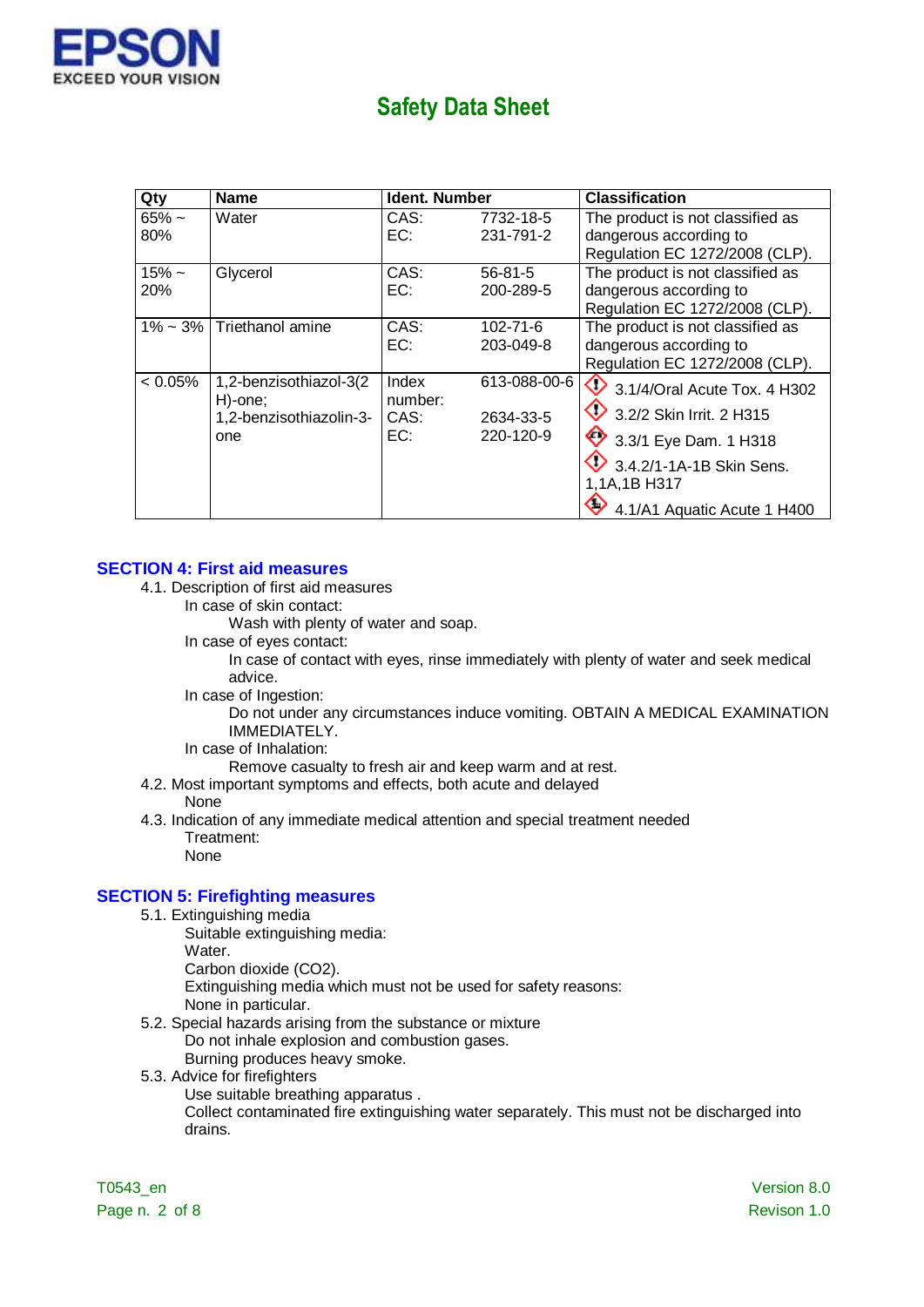| Qty | Name | Ident. Number | | Classification |
|---|---|---|---|---|
| 65% ~ 80% | Water | CAS:<br>EC: | 7732-18-5<br>231-791-2 | The product is not classified as dangerous according to Regulation EC 1272/2008 (CLP). |
| 15% ~ 20% | Glycerol | CAS:<br>EC: | 56-81-5<br>200-289-5 | The product is not classified as dangerous according to Regulation EC 1272/2008 (CLP). |
| 1% ~ 3% | Triethanol amine | CAS:<br>EC: | 102-71-6<br>203-049-8 | The product is not classified as dangerous according to Regulation EC 1272/2008 (CLP). |
| < 0.05% | 1,2-benzisothiazol-3(2 H)-one;<br>1,2-benzisothiazolin-3-one | Index number:<br>CAS:<br>EC: | 613-088-00-6<br>2634-33-5<br>220-120-9 | 3.1/4/Oral Acute Tox. 4 H302<br>3.2/2 Skin Irrit. 2 H315<br>3.3/1 Eye Dam. 1 H318<br>3.4.2/1-1A-1B Skin Sens. 1,1A,1B H317<br>4.1/A1 Aquatic Acute 1 H400 |

## SECTION 4: First aid measures

4.1. Description of first aid measures

In case of skin contact:

Wash with plenty of water and soap.

In case of eyes contact:

In case of contact with eyes, rinse immediately with plenty of water and seek medical advice.

In case of Ingestion:

Do not under any circumstances induce vomiting. OBTAIN A MEDICAL EXAMINATION IMMEDIATELY.

In case of Inhalation:

Remove casualty to fresh air and keep warm and at rest.

4.2. Most important symptoms and effects, both acute and delayed

None

4.3. Indication of any immediate medical attention and special treatment needed

Treatment:

None

## SECTION 5: Firefighting measures

5.1. Extinguishing media

Suitable extinguishing media:

Water.

Carbon dioxide ($CO_2$).

Extinguishing media which must not be used for safety reasons:

None in particular.

5.2. Special hazards arising from the substance or mixture

Do not inhale explosion and combustion gases.

Burning produces heavy smoke.

5.3. Advice for firefighters

Use suitable breathing apparatus .

Collect contaminated fire extinguishing water separately. This must not be discharged into drains.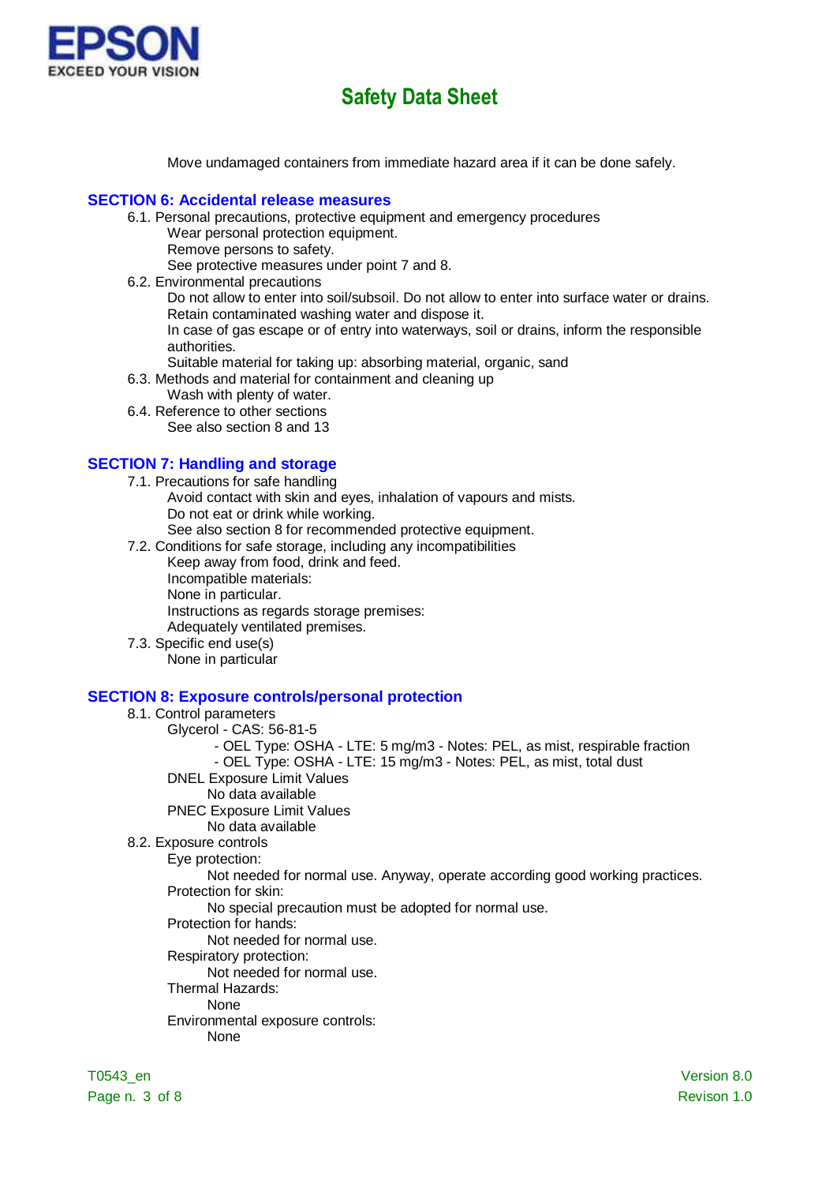Move undamaged containers from immediate hazard area if it can be done safely.

## SECTION 6: Accidental release measures

6.1. Personal precautions, protective equipment and emergency procedures

Wear personal protection equipment.
Remove persons to safety.
See protective measures under point 7 and 8.

6.2. Environmental precautions

Do not allow to enter into soil/subsoil. Do not allow to enter into surface water or drains.
Retain contaminated washing water and dispose it.
In case of gas escape or of entry into waterways, soil or drains, inform the responsible authorities.
Suitable material for taking up: absorbing material, organic, sand

6.3. Methods and material for containment and cleaning up

Wash with plenty of water.

6.4. Reference to other sections

See also section 8 and 13

## SECTION 7: Handling and storage

7.1. Precautions for safe handling

Avoid contact with skin and eyes, inhalation of vapours and mists.
Do not eat or drink while working.
See also section 8 for recommended protective equipment.

7.2. Conditions for safe storage, including any incompatibilities

Keep away from food, drink and feed.
Incompatible materials:
None in particular.
Instructions as regards storage premises:
Adequately ventilated premises.

7.3. Specific end use(s)

None in particular

## SECTION 8: Exposure controls/personal protection

8.1. Control parameters

Glycerol - CAS: 56-81-5

- OEL Type: OSHA - LTE: 5 mg/m3 - Notes: PEL, as mist, respirable fraction
- OEL Type: OSHA - LTE: 15 mg/m3 - Notes: PEL, as mist, total dust

DNEL Exposure Limit Values

No data available

PNEC Exposure Limit Values

No data available

8.2. Exposure controls

Eye protection:

Not needed for normal use. Anyway, operate according good working practices.

Protection for skin:

No special precaution must be adopted for normal use.

Protection for hands:

Not needed for normal use.

Respiratory protection:

Not needed for normal use.

Thermal Hazards:

None

Environmental exposure controls:

None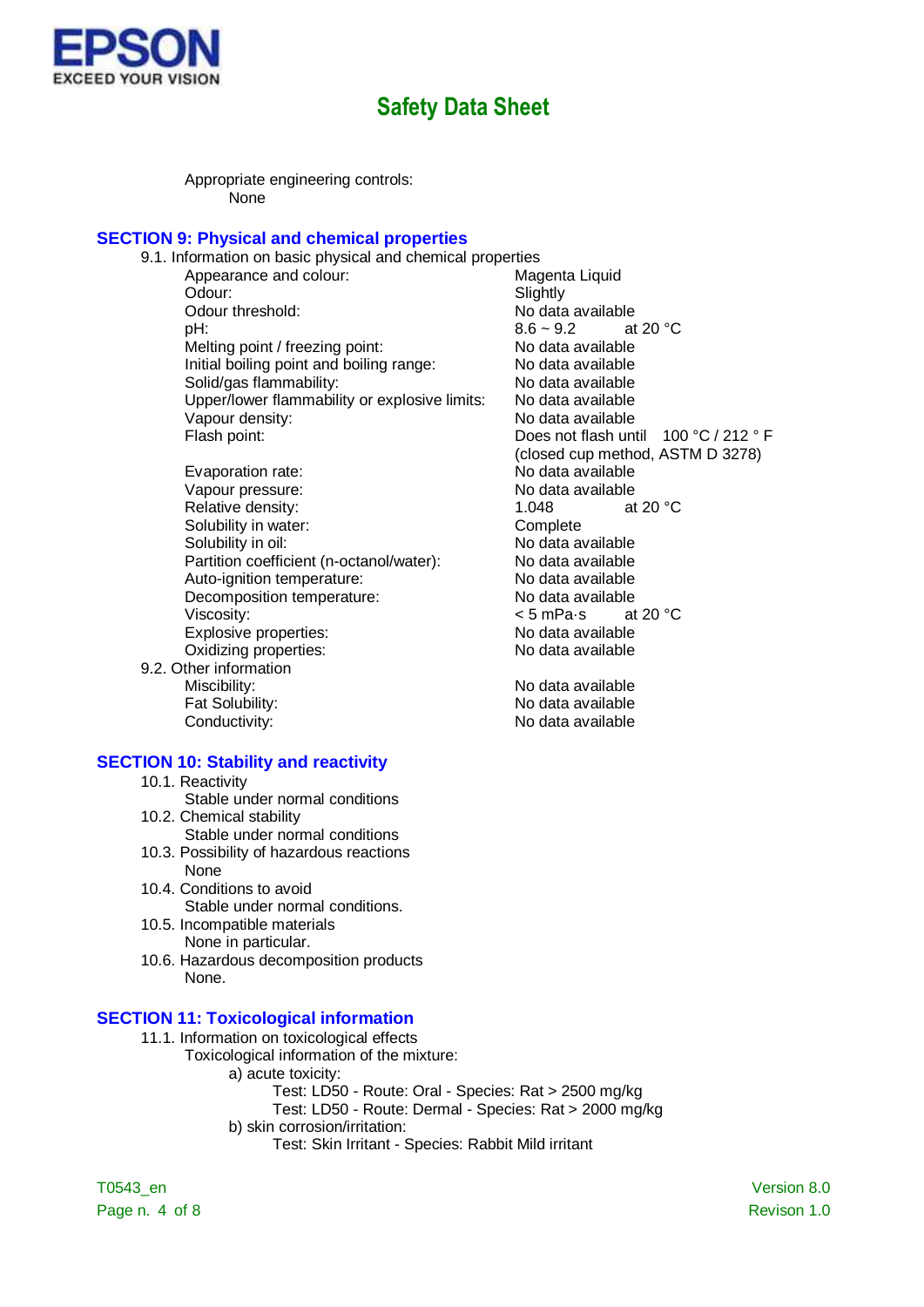Appropriate engineering controls:
None

## SECTION 9: Physical and chemical properties

9.1. Information on basic physical and chemical properties

| Property | Value |
|---|---|
| Appearance and colour: | Magenta Liquid |
| Odour: | Slightly |
| Odour threshold: | No data available |
| pH: | 8.6 ~ 9.2 at 20 °C |
| Melting point / freezing point: | No data available |
| Initial boiling point and boiling range: | No data available |
| Solid/gas flammability: | No data available |
| Upper/lower flammability or explosive limits: | No data available |
| Vapour density: | No data available |
| Flash point: | Does not flash until 100 °C / 212 ° F (closed cup method, ASTM D 3278) |
| Evaporation rate: | No data available |
| Vapour pressure: | No data available |
| Relative density: | 1.048 at 20 °C |
| Solubility in water: | Complete |
| Solubility in oil: | No data available |
| Partition coefficient (n-octanol/water): | No data available |
| Auto-ignition temperature: | No data available |
| Decomposition temperature: | No data available |
| Viscosity: | < 5 mPa·s at 20 °C |
| Explosive properties: | No data available |
| Oxidizing properties: | No data available |

9.2. Other information

| Property | Value |
|---|---|
| Miscibility: | No data available |
| Fat Solubility: | No data available |
| Conductivity: | No data available |

## SECTION 10: Stability and reactivity

10.1. Reactivity
Stable under normal conditions

10.2. Chemical stability
Stable under normal conditions

10.3. Possibility of hazardous reactions
None

10.4. Conditions to avoid
Stable under normal conditions.

10.5. Incompatible materials
None in particular.

10.6. Hazardous decomposition products
None.

## SECTION 11: Toxicological information

11.1. Information on toxicological effects

Toxicological information of the mixture:

a) acute toxicity:
Test: LD50 - Route: Oral - Species: Rat > 2500 mg/kg
Test: LD50 - Route: Dermal - Species: Rat > 2000 mg/kg

b) skin corrosion/irritation:
Test: Skin Irritant - Species: Rabbit Mild irritant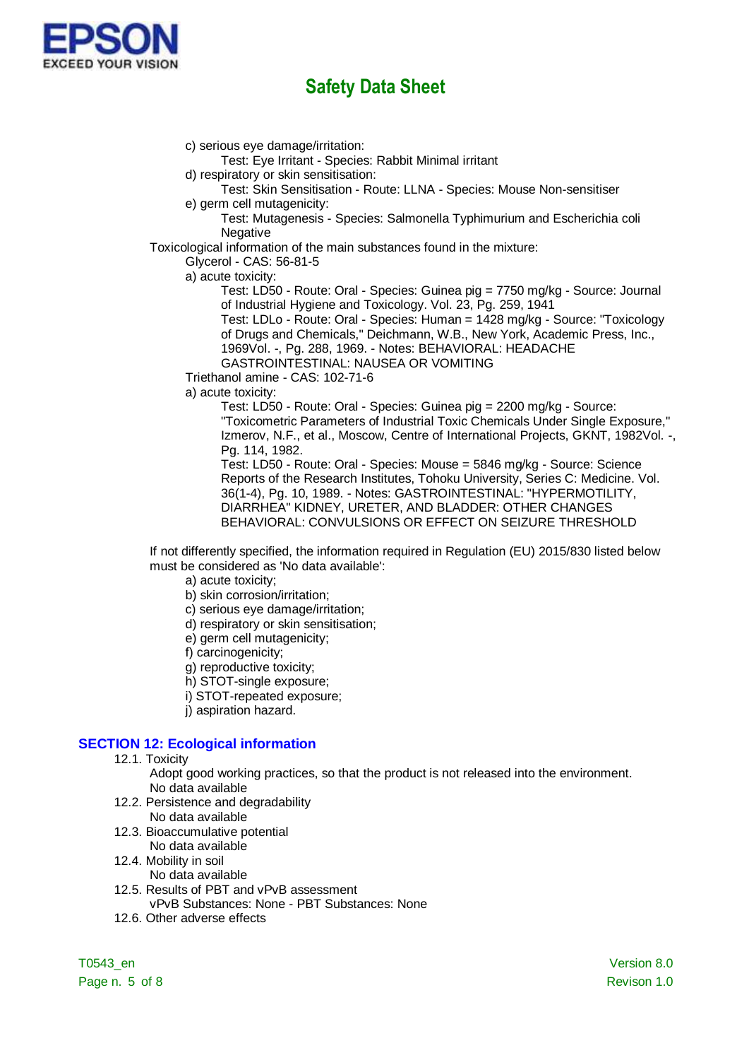c) serious eye damage/irritation:

Test: Eye Irritant - Species: Rabbit Minimal irritant

d) respiratory or skin sensitisation:

Test: Skin Sensitisation - Route: LLNA - Species: Mouse Non-sensitiser

e) germ cell mutagenicity:

Test: Mutagenesis - Species: Salmonella Typhimurium and Escherichia coli Negative

Toxicological information of the main substances found in the mixture:

Glycerol - CAS: 56-81-5

a) acute toxicity:

Test: LD50 - Route: Oral - Species: Guinea pig = 7750 mg/kg - Source: Journal of Industrial Hygiene and Toxicology. Vol. 23, Pg. 259, 1941

Test: LDLo - Route: Oral - Species: Human = 1428 mg/kg - Source: "Toxicology of Drugs and Chemicals," Deichmann, W.B., New York, Academic Press, Inc., 1969Vol. -, Pg. 288, 1969. - Notes: BEHAVIORAL: HEADACHE GASTROINTESTINAL: NAUSEA OR VOMITING

Triethanol amine - CAS: 102-71-6

a) acute toxicity:

Test: LD50 - Route: Oral - Species: Guinea pig = 2200 mg/kg - Source: "Toxicometric Parameters of Industrial Toxic Chemicals Under Single Exposure," Izmerov, N.F., et al., Moscow, Centre of International Projects, GKNT, 1982Vol. -, Pg. 114, 1982.

Test: LD50 - Route: Oral - Species: Mouse = 5846 mg/kg - Source: Science Reports of the Research Institutes, Tohoku University, Series C: Medicine. Vol. 36(1-4), Pg. 10, 1989. - Notes: GASTROINTESTINAL: "HYPERMOTILITY, DIARRHEA" KIDNEY, URETER, AND BLADDER: OTHER CHANGES BEHAVIORAL: CONVULSIONS OR EFFECT ON SEIZURE THRESHOLD

If not differently specified, the information required in Regulation (EU) 2015/830 listed below must be considered as 'No data available':

a) acute toxicity;
b) skin corrosion/irritation;
c) serious eye damage/irritation;
d) respiratory or skin sensitisation;
e) germ cell mutagenicity;
f) carcinogenicity;
g) reproductive toxicity;
h) STOT-single exposure;
i) STOT-repeated exposure;
j) aspiration hazard.

## SECTION 12: Ecological information

12.1. Toxicity

Adopt good working practices, so that the product is not released into the environment.
No data available

12.2. Persistence and degradability

No data available

12.3. Bioaccumulative potential

No data available

12.4. Mobility in soil

No data available

12.5. Results of PBT and vPvB assessment

vPvB Substances: None - PBT Substances: None

12.6. Other adverse effects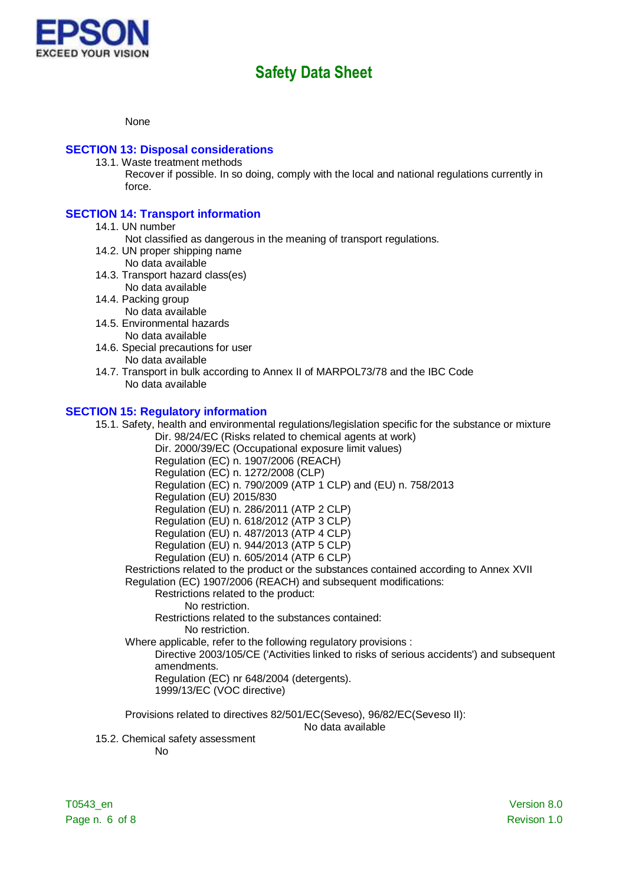None

## SECTION 13: Disposal considerations

13.1. Waste treatment methods

Recover if possible. In so doing, comply with the local and national regulations currently in force.

## SECTION 14: Transport information

14.1. UN number

Not classified as dangerous in the meaning of transport regulations.

14.2. UN proper shipping name

No data available

14.3. Transport hazard class(es)

No data available

14.4. Packing group

No data available

14.5. Environmental hazards

No data available

14.6. Special precautions for user

No data available

14.7. Transport in bulk according to Annex II of MARPOL73/78 and the IBC Code

No data available

## SECTION 15: Regulatory information

15.1. Safety, health and environmental regulations/legislation specific for the substance or mixture

Dir. 98/24/EC (Risks related to chemical agents at work)
Dir. 2000/39/EC (Occupational exposure limit values)
Regulation (EC) n. 1907/2006 (REACH)
Regulation (EC) n. 1272/2008 (CLP)
Regulation (EC) n. 790/2009 (ATP 1 CLP) and (EU) n. 758/2013
Regulation (EU) 2015/830
Regulation (EU) n. 286/2011 (ATP 2 CLP)
Regulation (EU) n. 618/2012 (ATP 3 CLP)
Regulation (EU) n. 487/2013 (ATP 4 CLP)
Regulation (EU) n. 944/2013 (ATP 5 CLP)
Regulation (EU) n. 605/2014 (ATP 6 CLP)

Restrictions related to the product or the substances contained according to Annex XVII Regulation (EC) 1907/2006 (REACH) and subsequent modifications:

Restrictions related to the product:

No restriction.

Restrictions related to the substances contained:

No restriction.

Where applicable, refer to the following regulatory provisions :

Directive 2003/105/CE ('Activities linked to risks of serious accidents') and subsequent amendments.
Regulation (EC) nr 648/2004 (detergents).
1999/13/EC (VOC directive)

Provisions related to directives 82/501/EC(Seveso), 96/82/EC(Seveso II):

No data available

15.2. Chemical safety assessment

No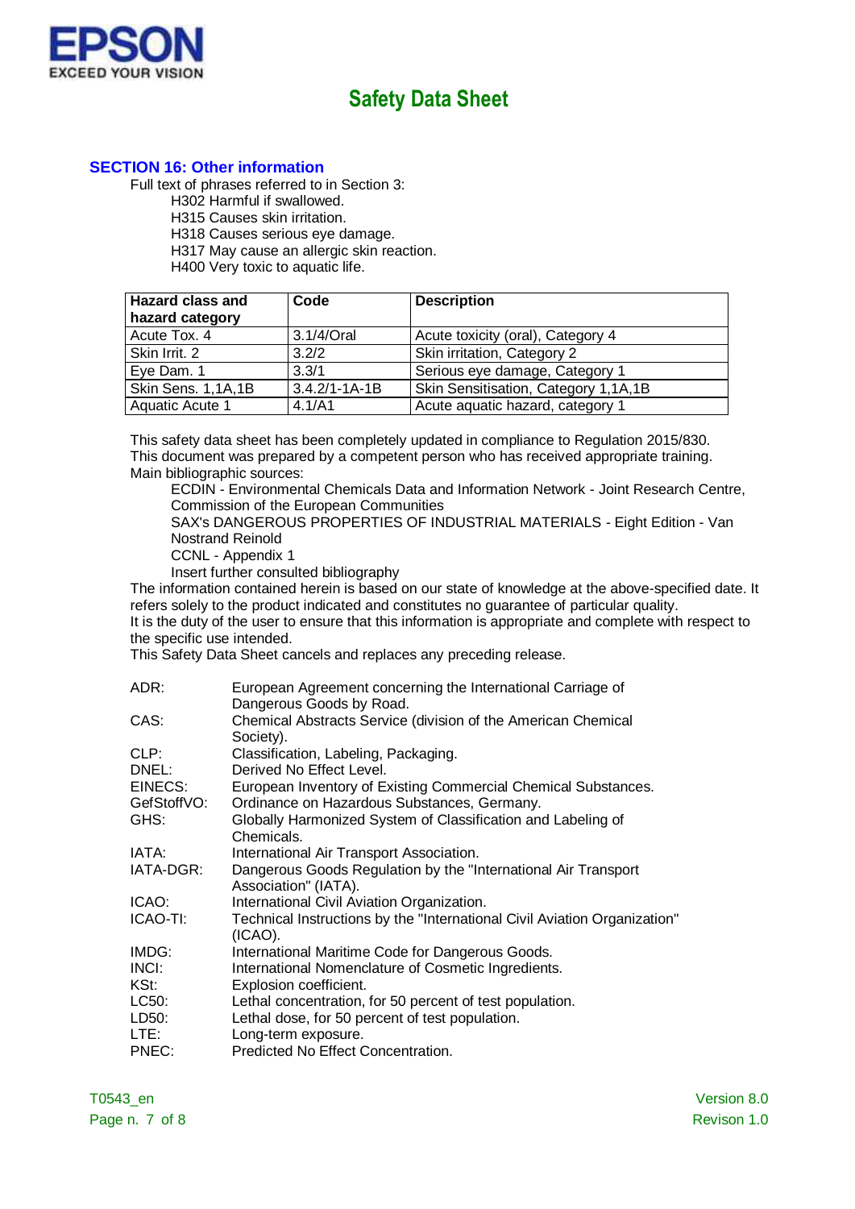## SECTION 16: Other information

Full text of phrases referred to in Section 3:

H302 Harmful if swallowed.
H315 Causes skin irritation.
H318 Causes serious eye damage.
H317 May cause an allergic skin reaction.
H400 Very toxic to aquatic life.

| Hazard class and hazard category | Code | Description |
|---|---|---|
| Acute Tox. 4 | 3.1/4/Oral | Acute toxicity (oral), Category 4 |
| Skin Irrit. 2 | 3.2/2 | Skin irritation, Category 2 |
| Eye Dam. 1 | 3.3/1 | Serious eye damage, Category 1 |
| Skin Sens. 1,1A,1B | 3.4.2/1-1A-1B | Skin Sensitisation, Category 1,1A,1B |
| Aquatic Acute 1 | 4.1/A1 | Acute aquatic hazard, category 1 |

This safety data sheet has been completely updated in compliance to Regulation 2015/830.
This document was prepared by a competent person who has received appropriate training.
Main bibliographic sources:

ECDIN - Environmental Chemicals Data and Information Network - Joint Research Centre, Commission of the European Communities
SAX's DANGEROUS PROPERTIES OF INDUSTRIAL MATERIALS - Eight Edition - Van Nostrand Reinold
CCNL - Appendix 1
Insert further consulted bibliography

The information contained herein is based on our state of knowledge at the above-specified date. It refers solely to the product indicated and constitutes no guarantee of particular quality.
It is the duty of the user to ensure that this information is appropriate and complete with respect to the specific use intended.
This Safety Data Sheet cancels and replaces any preceding release.

| | |
|---|---|
| ADR: | European Agreement concerning the International Carriage of Dangerous Goods by Road. |
| CAS: | Chemical Abstracts Service (division of the American Chemical Society). |
| CLP: | Classification, Labeling, Packaging. |
| DNEL: | Derived No Effect Level. |
| EINECS: | European Inventory of Existing Commercial Chemical Substances. |
| GefStoffVO: | Ordinance on Hazardous Substances, Germany. |
| GHS: | Globally Harmonized System of Classification and Labeling of Chemicals. |
| IATA: | International Air Transport Association. |
| IATA-DGR: | Dangerous Goods Regulation by the "International Air Transport Association" (IATA). |
| ICAO: | International Civil Aviation Organization. |
| ICAO-TI: | Technical Instructions by the "International Civil Aviation Organization" (ICAO). |
| IMDG: | International Maritime Code for Dangerous Goods. |
| INCI: | International Nomenclature of Cosmetic Ingredients. |
| KSt: | Explosion coefficient. |
| LC50: | Lethal concentration, for 50 percent of test population. |
| LD50: | Lethal dose, for 50 percent of test population. |
| LTE: | Long-term exposure. |
| PNEC: | Predicted No Effect Concentration. |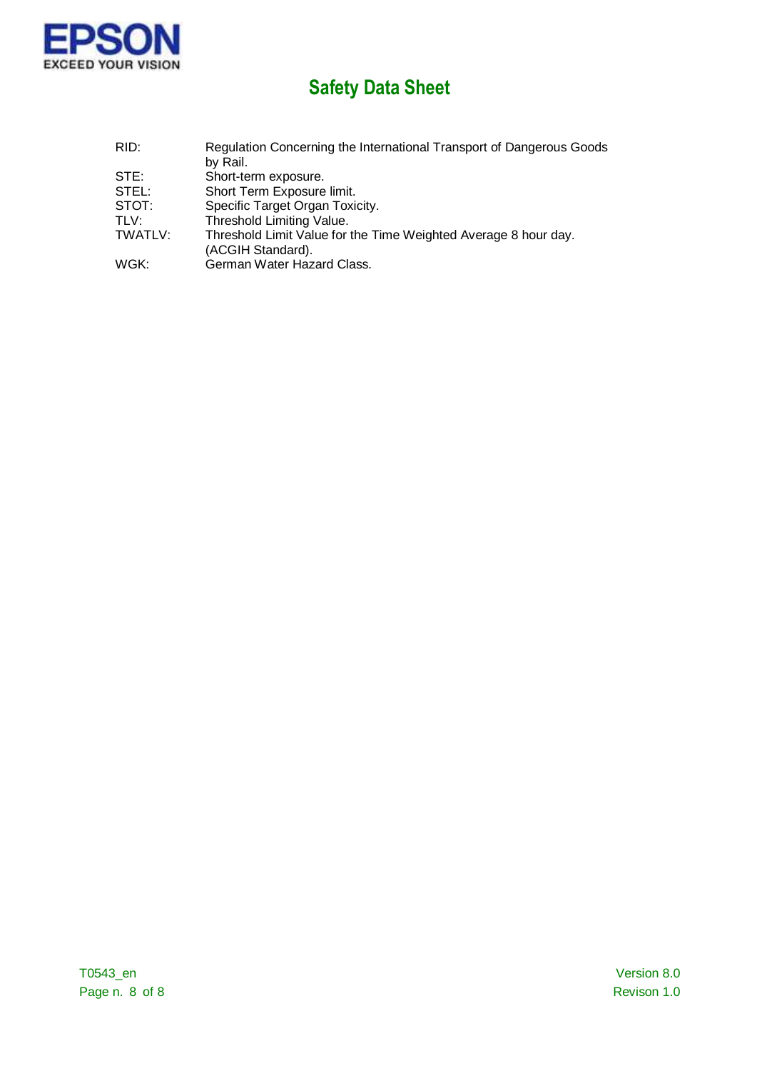| | |
|---|---|
| RID: | Regulation Concerning the International Transport of Dangerous Goods by Rail. |
| STE: | Short-term exposure. |
| STEL: | Short Term Exposure limit. |
| STOT: | Specific Target Organ Toxicity. |
| TLV: | Threshold Limiting Value. |
| TWATLV: | Threshold Limit Value for the Time Weighted Average 8 hour day. (ACGIH Standard). |
| WGK: | German Water Hazard Class. |